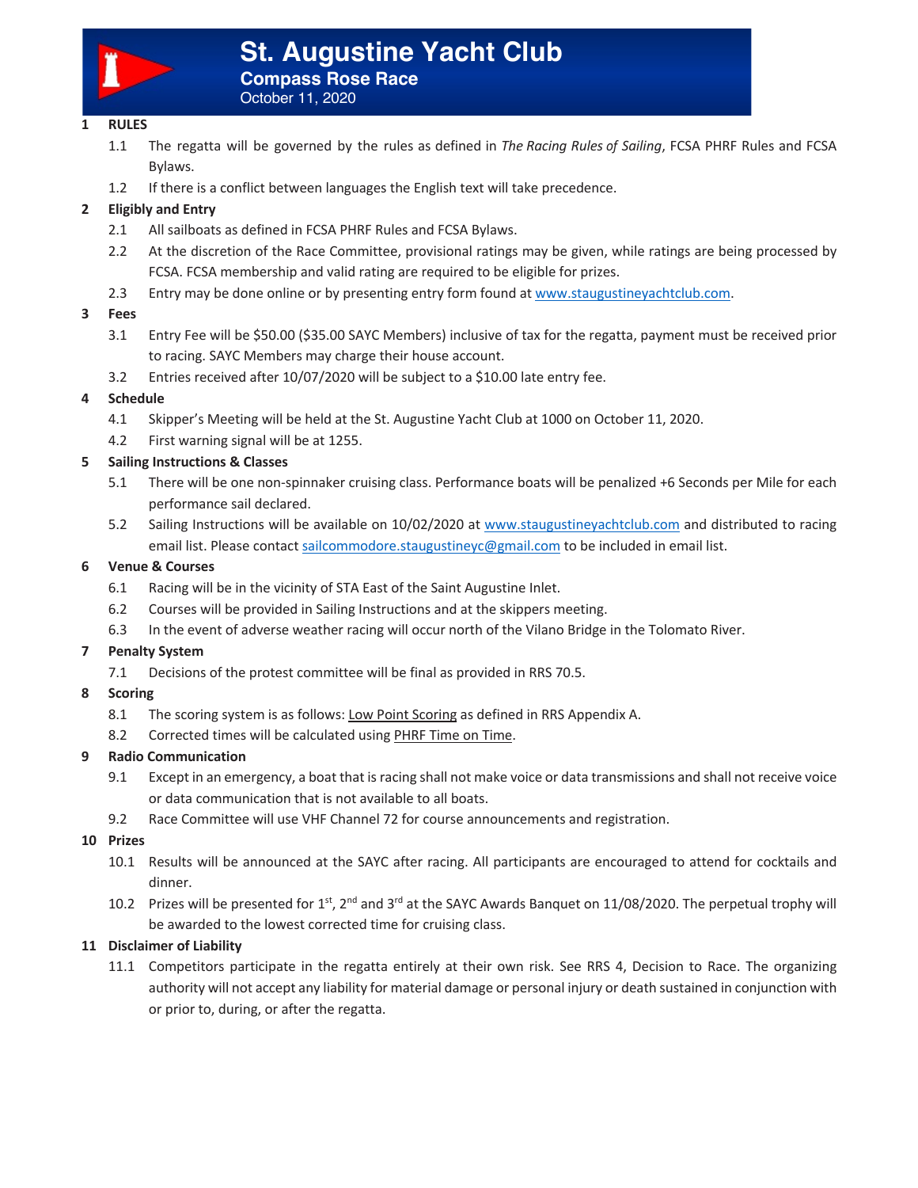# St. Augustine Yacht Club

## Compass Rose Race

October 11, 2020

## 1 RULES

1.1 The regatta will be governed by the rules as defined in *The Racing Rules of Sailing*, FCSA PHRF Rules and FCSA Bylaws.

1.2 If there is a conflict between languages the English text will take precedence.

## 2 Eligibly and Entry

2.1 All sailboats as defined in FCSA PHRF Rules and FCSA Bylaws.

2.2 At the discretion of the Race Committee, provisional ratings may be given, while ratings are being processed by FCSA. FCSA membership and valid rating are required to be eligible for prizes.

2.3 Entry may be done online or by presenting entry form found at www.staugustineyachtclub.com.

## 3 Fees

3.1 Entry Fee will be $50.00 ($35.00 SAYC Members) inclusive of tax for the regatta, payment must be received prior to racing. SAYC Members may charge their house account.

3.2 Entries received after 10/07/2020 will be subject to a $10.00 late entry fee.

## 4 Schedule

4.1 Skipper's Meeting will be held at the St. Augustine Yacht Club at 1000 on October 11, 2020.

4.2 First warning signal will be at 1255.

## 5 Sailing Instructions & Classes

5.1 There will be one non-spinnaker cruising class. Performance boats will be penalized +6 Seconds per Mile for each performance sail declared.

5.2 Sailing Instructions will be available on 10/02/2020 at www.staugustineyachtclub.com and distributed to racing email list. Please contact sailcommodore.staugustineyc@gmail.com to be included in email list.

## 6 Venue & Courses

6.1 Racing will be in the vicinity of STA East of the Saint Augustine Inlet.

6.2 Courses will be provided in Sailing Instructions and at the skippers meeting.

6.3 In the event of adverse weather racing will occur north of the Vilano Bridge in the Tolomato River.

## 7 Penalty System

7.1 Decisions of the protest committee will be final as provided in RRS 70.5.

## 8 Scoring

8.1 The scoring system is as follows: Low Point Scoring as defined in RRS Appendix A.

8.2 Corrected times will be calculated using PHRF Time on Time.

## 9 Radio Communication

9.1 Except in an emergency, a boat that is racing shall not make voice or data transmissions and shall not receive voice or data communication that is not available to all boats.

9.2 Race Committee will use VHF Channel 72 for course announcements and registration.

## 10 Prizes

10.1 Results will be announced at the SAYC after racing. All participants are encouraged to attend for cocktails and dinner.

10.2 Prizes will be presented for 1st, 2nd and 3rd at the SAYC Awards Banquet on 11/08/2020. The perpetual trophy will be awarded to the lowest corrected time for cruising class.

## 11 Disclaimer of Liability

11.1 Competitors participate in the regatta entirely at their own risk. See RRS 4, Decision to Race. The organizing authority will not accept any liability for material damage or personal injury or death sustained in conjunction with or prior to, during, or after the regatta.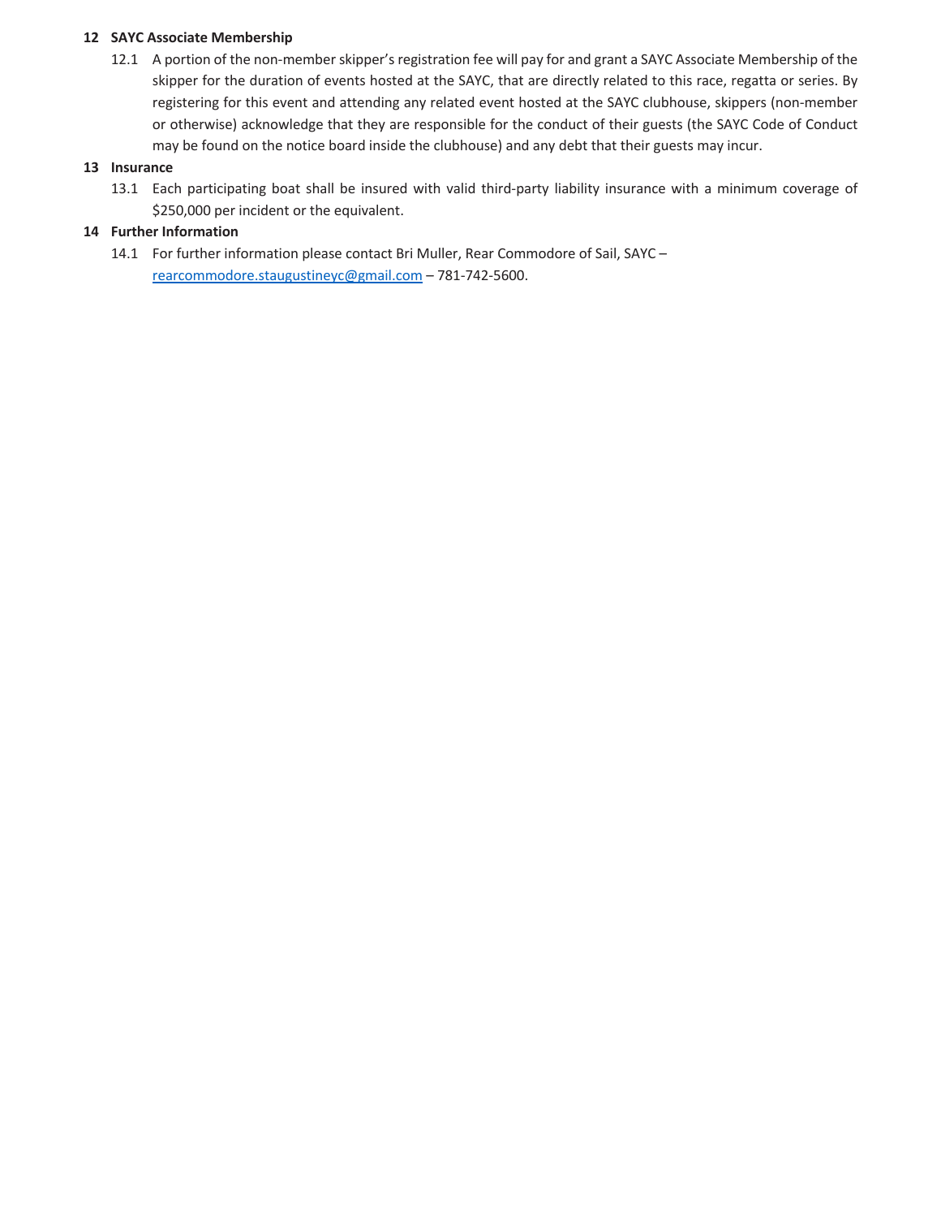## 12 SAYC Associate Membership

12.1 A portion of the non-member skipper's registration fee will pay for and grant a SAYC Associate Membership of the skipper for the duration of events hosted at the SAYC, that are directly related to this race, regatta or series. By registering for this event and attending any related event hosted at the SAYC clubhouse, skippers (non-member or otherwise) acknowledge that they are responsible for the conduct of their guests (the SAYC Code of Conduct may be found on the notice board inside the clubhouse) and any debt that their guests may incur.

## 13 Insurance

13.1 Each participating boat shall be insured with valid third-party liability insurance with a minimum coverage of $250,000 per incident or the equivalent.

## 14 Further Information

14.1 For further information please contact Bri Muller, Rear Commodore of Sail, SAYC – rearcommodore.staugustineyc@gmail.com – 781-742-5600.